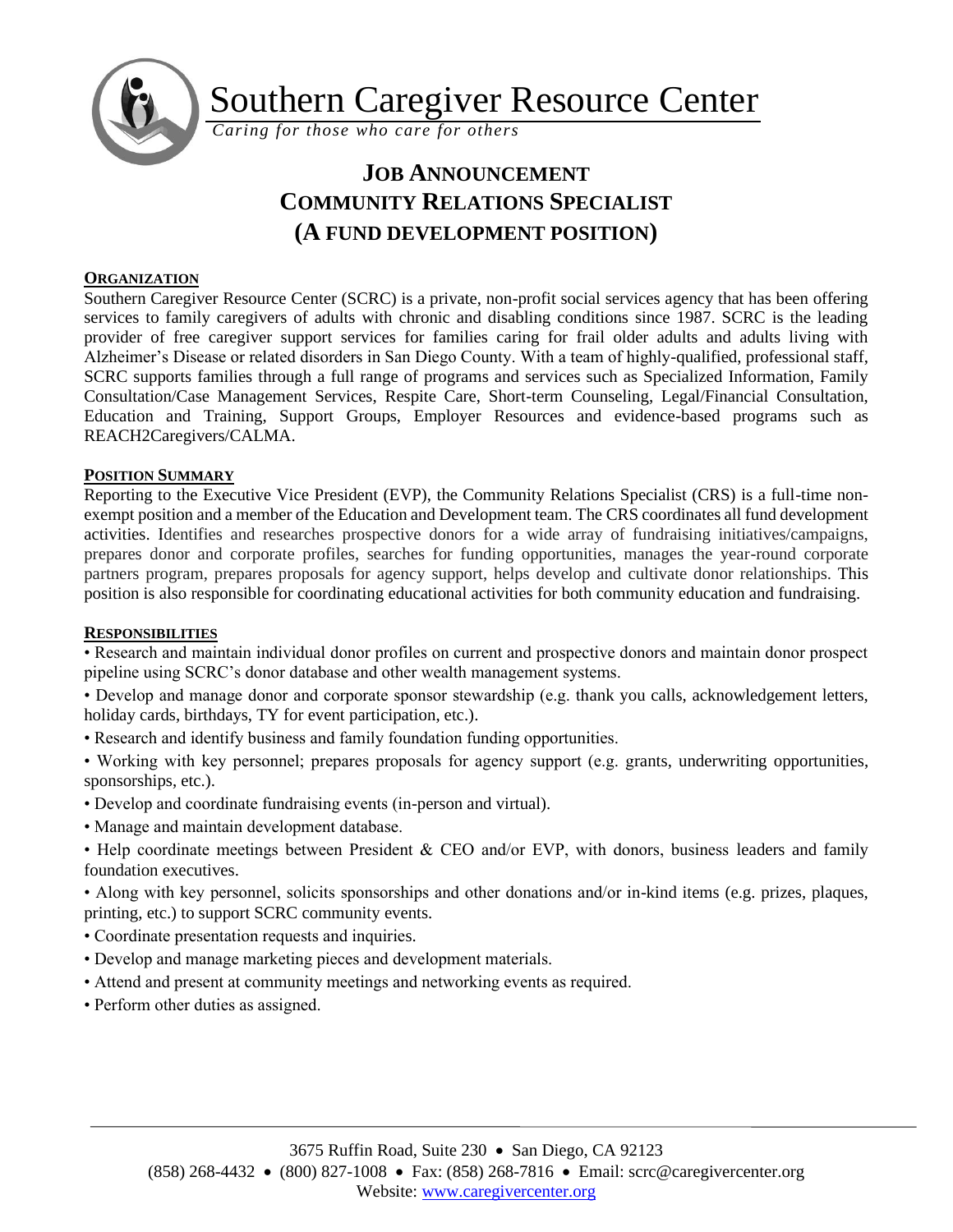# Southern Caregiver Resource Center

*Caring for those who care for others*

## JOB ANNOUNCEMENT
## COMMUNITY RELATIONS SPECIALIST
## (A FUND DEVELOPMENT POSITION)

**ORGANIZATION**

Southern Caregiver Resource Center (SCRC) is a private, non-profit social services agency that has been offering services to family caregivers of adults with chronic and disabling conditions since 1987. SCRC is the leading provider of free caregiver support services for families caring for frail older adults and adults living with Alzheimer's Disease or related disorders in San Diego County. With a team of highly-qualified, professional staff, SCRC supports families through a full range of programs and services such as Specialized Information, Family Consultation/Case Management Services, Respite Care, Short-term Counseling, Legal/Financial Consultation, Education and Training, Support Groups, Employer Resources and evidence-based programs such as REACH2Caregivers/CALMA.

**POSITION SUMMARY**

Reporting to the Executive Vice President (EVP), the Community Relations Specialist (CRS) is a full-time non-exempt position and a member of the Education and Development team. The CRS coordinates all fund development activities. Identifies and researches prospective donors for a wide array of fundraising initiatives/campaigns, prepares donor and corporate profiles, searches for funding opportunities, manages the year-round corporate partners program, prepares proposals for agency support, helps develop and cultivate donor relationships. This position is also responsible for coordinating educational activities for both community education and fundraising.

**RESPONSIBILITIES**

- Research and maintain individual donor profiles on current and prospective donors and maintain donor prospect pipeline using SCRC's donor database and other wealth management systems.
- Develop and manage donor and corporate sponsor stewardship (e.g. thank you calls, acknowledgement letters, holiday cards, birthdays, TY for event participation, etc.).
- Research and identify business and family foundation funding opportunities.
- Working with key personnel; prepares proposals for agency support (e.g. grants, underwriting opportunities, sponsorships, etc.).
- Develop and coordinate fundraising events (in-person and virtual).
- Manage and maintain development database.
- Help coordinate meetings between President & CEO and/or EVP, with donors, business leaders and family foundation executives.
- Along with key personnel, solicits sponsorships and other donations and/or in-kind items (e.g. prizes, plaques, printing, etc.) to support SCRC community events.
- Coordinate presentation requests and inquiries.
- Develop and manage marketing pieces and development materials.
- Attend and present at community meetings and networking events as required.
- Perform other duties as assigned.

3675 Ruffin Road, Suite 230 • San Diego, CA 92123
(858) 268-4432 • (800) 827-1008 • Fax: (858) 268-7816 • Email: scrc@caregivercenter.org
Website: www.caregivercenter.org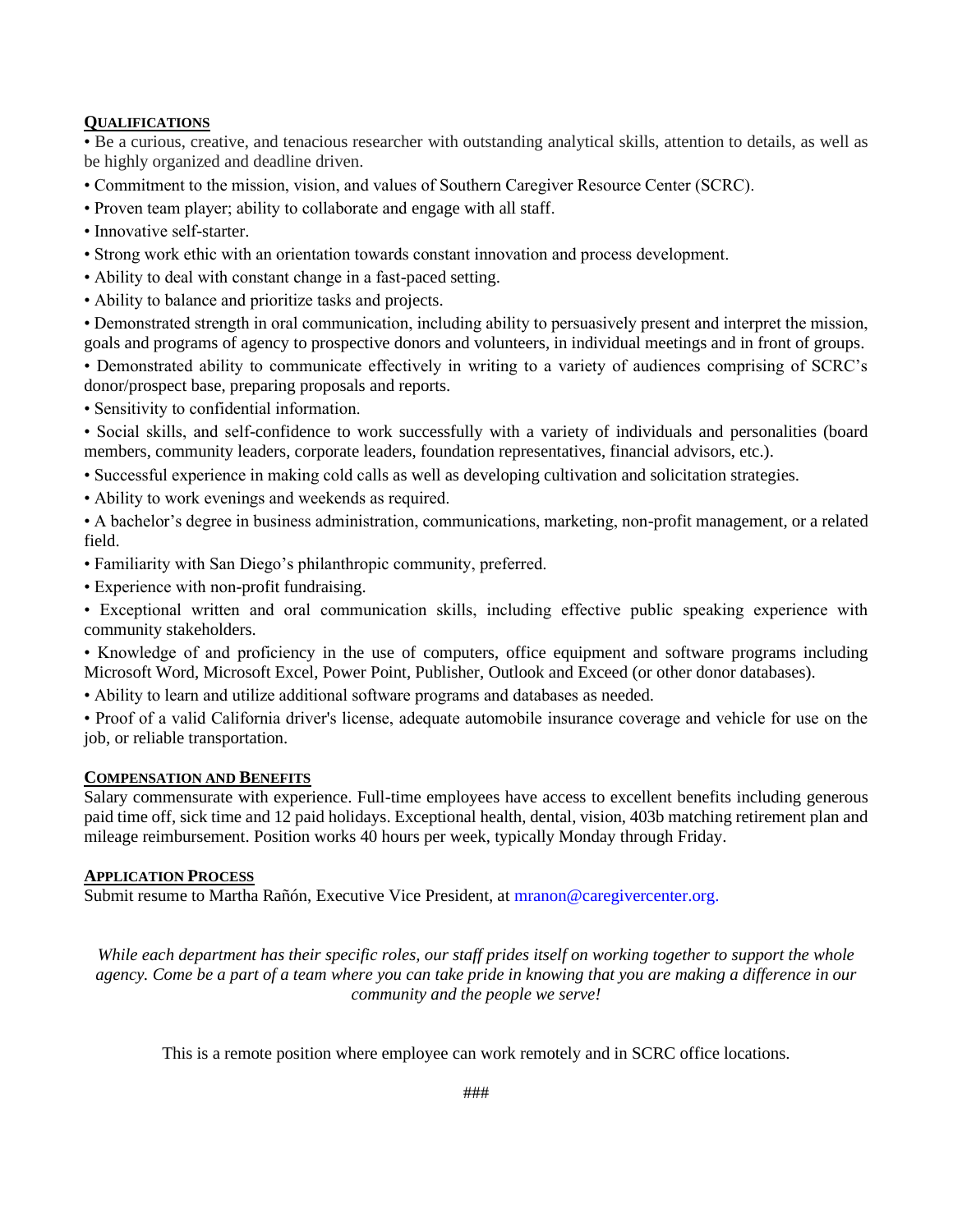## Qualifications

- Be a curious, creative, and tenacious researcher with outstanding analytical skills, attention to details, as well as be highly organized and deadline driven.
- Commitment to the mission, vision, and values of Southern Caregiver Resource Center (SCRC).
- Proven team player; ability to collaborate and engage with all staff.
- Innovative self-starter.
- Strong work ethic with an orientation towards constant innovation and process development.
- Ability to deal with constant change in a fast-paced setting.
- Ability to balance and prioritize tasks and projects.
- Demonstrated strength in oral communication, including ability to persuasively present and interpret the mission, goals and programs of agency to prospective donors and volunteers, in individual meetings and in front of groups.
- Demonstrated ability to communicate effectively in writing to a variety of audiences comprising of SCRC's donor/prospect base, preparing proposals and reports.
- Sensitivity to confidential information.
- Social skills, and self-confidence to work successfully with a variety of individuals and personalities (board members, community leaders, corporate leaders, foundation representatives, financial advisors, etc.).
- Successful experience in making cold calls as well as developing cultivation and solicitation strategies.
- Ability to work evenings and weekends as required.
- A bachelor's degree in business administration, communications, marketing, non-profit management, or a related field.
- Familiarity with San Diego's philanthropic community, preferred.
- Experience with non-profit fundraising.
- Exceptional written and oral communication skills, including effective public speaking experience with community stakeholders.
- Knowledge of and proficiency in the use of computers, office equipment and software programs including Microsoft Word, Microsoft Excel, Power Point, Publisher, Outlook and Exceed (or other donor databases).
- Ability to learn and utilize additional software programs and databases as needed.
- Proof of a valid California driver's license, adequate automobile insurance coverage and vehicle for use on the job, or reliable transportation.

## Compensation and Benefits

Salary commensurate with experience. Full-time employees have access to excellent benefits including generous paid time off, sick time and 12 paid holidays. Exceptional health, dental, vision, 403b matching retirement plan and mileage reimbursement. Position works 40 hours per week, typically Monday through Friday.

## Application Process

Submit resume to Martha Rañón, Executive Vice President, at mranon@caregivercenter.org.

*While each department has their specific roles, our staff prides itself on working together to support the whole agency. Come be a part of a team where you can take pride in knowing that you are making a difference in our community and the people we serve!*

This is a remote position where employee can work remotely and in SCRC office locations.

###